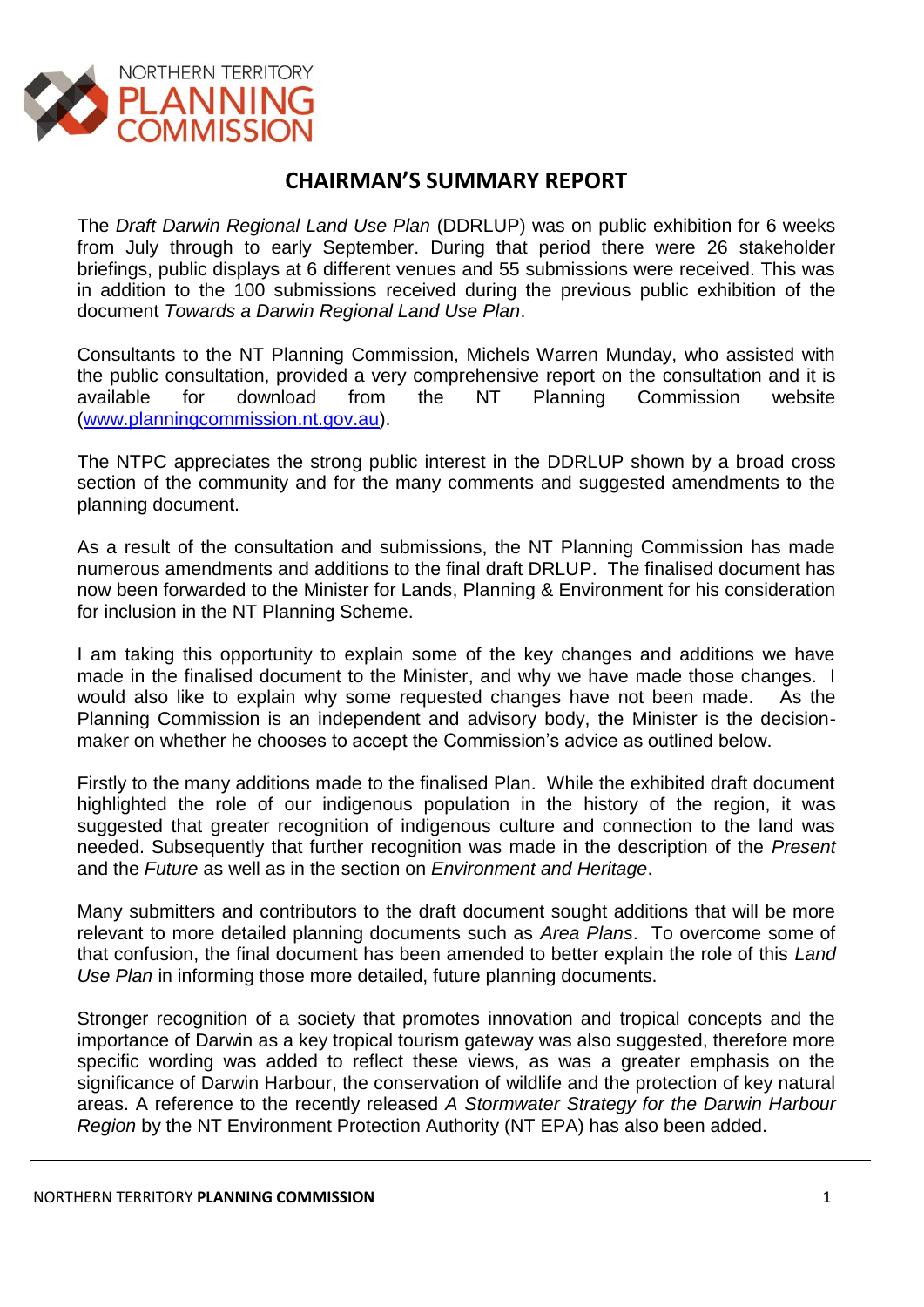# CHAIRMAN'S SUMMARY REPORT

The *Draft Darwin Regional Land Use Plan* (DDRLUP) was on public exhibition for 6 weeks from July through to early September. During that period there were 26 stakeholder briefings, public displays at 6 different venues and 55 submissions were received. This was in addition to the 100 submissions received during the previous public exhibition of the document *Towards a Darwin Regional Land Use Plan*.

Consultants to the NT Planning Commission, Michels Warren Munday, who assisted with the public consultation, provided a very comprehensive report on the consultation and it is available for download from the NT Planning Commission website (www.planningcommission.nt.gov.au).

The NTPC appreciates the strong public interest in the DDRLUP shown by a broad cross section of the community and for the many comments and suggested amendments to the planning document.

As a result of the consultation and submissions, the NT Planning Commission has made numerous amendments and additions to the final draft DRLUP. The finalised document has now been forwarded to the Minister for Lands, Planning & Environment for his consideration for inclusion in the NT Planning Scheme.

I am taking this opportunity to explain some of the key changes and additions we have made in the finalised document to the Minister, and why we have made those changes. I would also like to explain why some requested changes have not been made. As the Planning Commission is an independent and advisory body, the Minister is the decision-maker on whether he chooses to accept the Commission's advice as outlined below.

Firstly to the many additions made to the finalised Plan. While the exhibited draft document highlighted the role of our indigenous population in the history of the region, it was suggested that greater recognition of indigenous culture and connection to the land was needed. Subsequently that further recognition was made in the description of the *Present* and the *Future* as well as in the section on *Environment and Heritage*.

Many submitters and contributors to the draft document sought additions that will be more relevant to more detailed planning documents such as *Area Plans*. To overcome some of that confusion, the final document has been amended to better explain the role of this *Land Use Plan* in informing those more detailed, future planning documents.

Stronger recognition of a society that promotes innovation and tropical concepts and the importance of Darwin as a key tropical tourism gateway was also suggested, therefore more specific wording was added to reflect these views, as was a greater emphasis on the significance of Darwin Harbour, the conservation of wildlife and the protection of key natural areas. A reference to the recently released *A Stormwater Strategy for the Darwin Harbour Region* by the NT Environment Protection Authority (NT EPA) has also been added.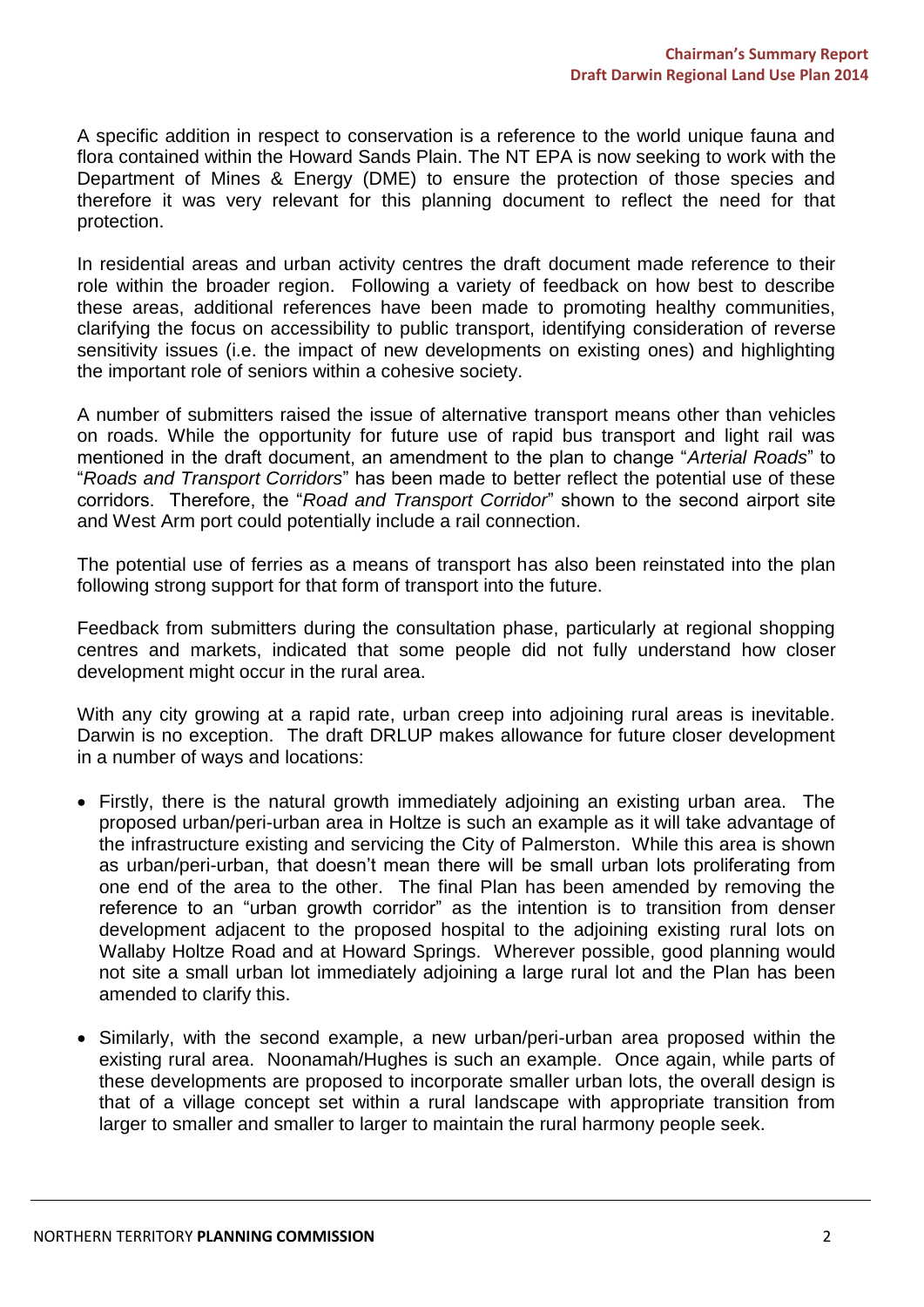A specific addition in respect to conservation is a reference to the world unique fauna and flora contained within the Howard Sands Plain. The NT EPA is now seeking to work with the Department of Mines & Energy (DME) to ensure the protection of those species and therefore it was very relevant for this planning document to reflect the need for that protection.

In residential areas and urban activity centres the draft document made reference to their role within the broader region. Following a variety of feedback on how best to describe these areas, additional references have been made to promoting healthy communities, clarifying the focus on accessibility to public transport, identifying consideration of reverse sensitivity issues (i.e. the impact of new developments on existing ones) and highlighting the important role of seniors within a cohesive society.

A number of submitters raised the issue of alternative transport means other than vehicles on roads. While the opportunity for future use of rapid bus transport and light rail was mentioned in the draft document, an amendment to the plan to change "*Arterial Roads*" to "*Roads and Transport Corridors*" has been made to better reflect the potential use of these corridors. Therefore, the "*Road and Transport Corridor*" shown to the second airport site and West Arm port could potentially include a rail connection.

The potential use of ferries as a means of transport has also been reinstated into the plan following strong support for that form of transport into the future.

Feedback from submitters during the consultation phase, particularly at regional shopping centres and markets, indicated that some people did not fully understand how closer development might occur in the rural area.

With any city growing at a rapid rate, urban creep into adjoining rural areas is inevitable. Darwin is no exception. The draft DRLUP makes allowance for future closer development in a number of ways and locations:

- Firstly, there is the natural growth immediately adjoining an existing urban area. The proposed urban/peri-urban area in Holtze is such an example as it will take advantage of the infrastructure existing and servicing the City of Palmerston. While this area is shown as urban/peri-urban, that doesn't mean there will be small urban lots proliferating from one end of the area to the other. The final Plan has been amended by removing the reference to an "urban growth corridor" as the intention is to transition from denser development adjacent to the proposed hospital to the adjoining existing rural lots on Wallaby Holtze Road and at Howard Springs. Wherever possible, good planning would not site a small urban lot immediately adjoining a large rural lot and the Plan has been amended to clarify this.

- Similarly, with the second example, a new urban/peri-urban area proposed within the existing rural area. Noonamah/Hughes is such an example. Once again, while parts of these developments are proposed to incorporate smaller urban lots, the overall design is that of a village concept set within a rural landscape with appropriate transition from larger to smaller and smaller to larger to maintain the rural harmony people seek.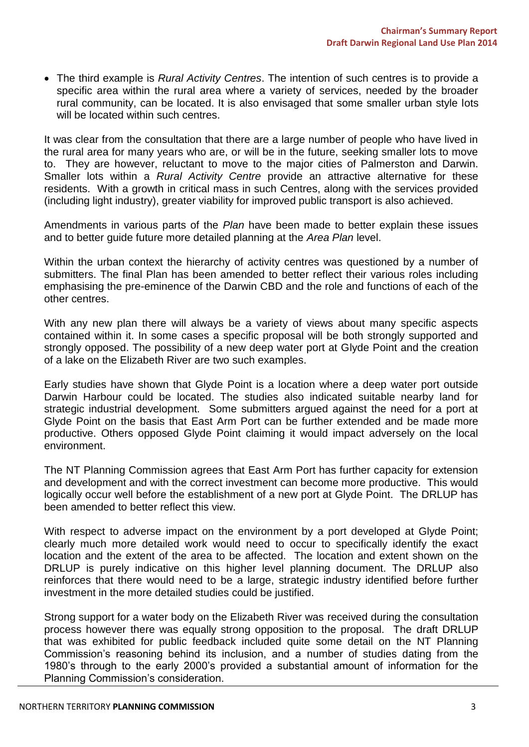- The third example is *Rural Activity Centres*. The intention of such centres is to provide a specific area within the rural area where a variety of services, needed by the broader rural community, can be located. It is also envisaged that some smaller urban style lots will be located within such centres.

It was clear from the consultation that there are a large number of people who have lived in the rural area for many years who are, or will be in the future, seeking smaller lots to move to. They are however, reluctant to move to the major cities of Palmerston and Darwin. Smaller lots within a *Rural Activity Centre* provide an attractive alternative for these residents. With a growth in critical mass in such Centres, along with the services provided (including light industry), greater viability for improved public transport is also achieved.

Amendments in various parts of the *Plan* have been made to better explain these issues and to better guide future more detailed planning at the *Area Plan* level.

Within the urban context the hierarchy of activity centres was questioned by a number of submitters. The final Plan has been amended to better reflect their various roles including emphasising the pre-eminence of the Darwin CBD and the role and functions of each of the other centres.

With any new plan there will always be a variety of views about many specific aspects contained within it. In some cases a specific proposal will be both strongly supported and strongly opposed. The possibility of a new deep water port at Glyde Point and the creation of a lake on the Elizabeth River are two such examples.

Early studies have shown that Glyde Point is a location where a deep water port outside Darwin Harbour could be located. The studies also indicated suitable nearby land for strategic industrial development. Some submitters argued against the need for a port at Glyde Point on the basis that East Arm Port can be further extended and be made more productive. Others opposed Glyde Point claiming it would impact adversely on the local environment.

The NT Planning Commission agrees that East Arm Port has further capacity for extension and development and with the correct investment can become more productive. This would logically occur well before the establishment of a new port at Glyde Point. The DRLUP has been amended to better reflect this view.

With respect to adverse impact on the environment by a port developed at Glyde Point; clearly much more detailed work would need to occur to specifically identify the exact location and the extent of the area to be affected. The location and extent shown on the DRLUP is purely indicative on this higher level planning document. The DRLUP also reinforces that there would need to be a large, strategic industry identified before further investment in the more detailed studies could be justified.

Strong support for a water body on the Elizabeth River was received during the consultation process however there was equally strong opposition to the proposal. The draft DRLUP that was exhibited for public feedback included quite some detail on the NT Planning Commission's reasoning behind its inclusion, and a number of studies dating from the 1980's through to the early 2000's provided a substantial amount of information for the Planning Commission's consideration.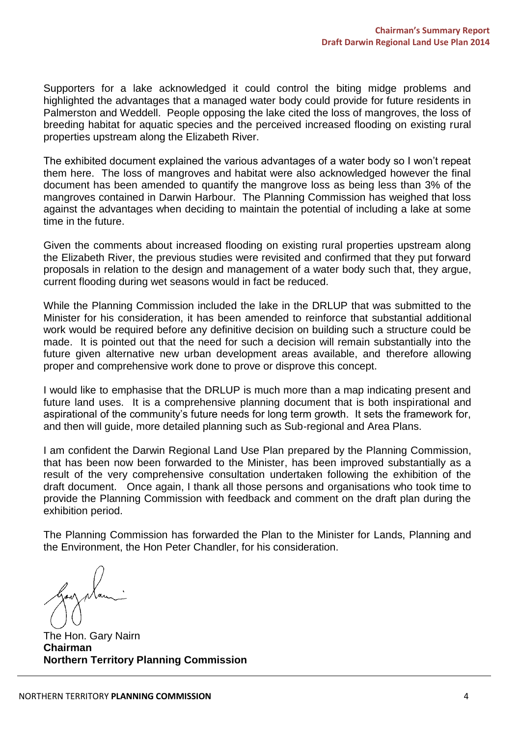Supporters for a lake acknowledged it could control the biting midge problems and highlighted the advantages that a managed water body could provide for future residents in Palmerston and Weddell. People opposing the lake cited the loss of mangroves, the loss of breeding habitat for aquatic species and the perceived increased flooding on existing rural properties upstream along the Elizabeth River.

The exhibited document explained the various advantages of a water body so I won't repeat them here. The loss of mangroves and habitat were also acknowledged however the final document has been amended to quantify the mangrove loss as being less than 3% of the mangroves contained in Darwin Harbour. The Planning Commission has weighed that loss against the advantages when deciding to maintain the potential of including a lake at some time in the future.

Given the comments about increased flooding on existing rural properties upstream along the Elizabeth River, the previous studies were revisited and confirmed that they put forward proposals in relation to the design and management of a water body such that, they argue, current flooding during wet seasons would in fact be reduced.

While the Planning Commission included the lake in the DRLUP that was submitted to the Minister for his consideration, it has been amended to reinforce that substantial additional work would be required before any definitive decision on building such a structure could be made. It is pointed out that the need for such a decision will remain substantially into the future given alternative new urban development areas available, and therefore allowing proper and comprehensive work done to prove or disprove this concept.

I would like to emphasise that the DRLUP is much more than a map indicating present and future land uses. It is a comprehensive planning document that is both inspirational and aspirational of the community's future needs for long term growth. It sets the framework for, and then will guide, more detailed planning such as Sub-regional and Area Plans.

I am confident the Darwin Regional Land Use Plan prepared by the Planning Commission, that has been now been forwarded to the Minister, has been improved substantially as a result of the very comprehensive consultation undertaken following the exhibition of the draft document. Once again, I thank all those persons and organisations who took time to provide the Planning Commission with feedback and comment on the draft plan during the exhibition period.

The Planning Commission has forwarded the Plan to the Minister for Lands, Planning and the Environment, the Hon Peter Chandler, for his consideration.

The Hon. Gary Nairn
**Chairman**
**Northern Territory Planning Commission**